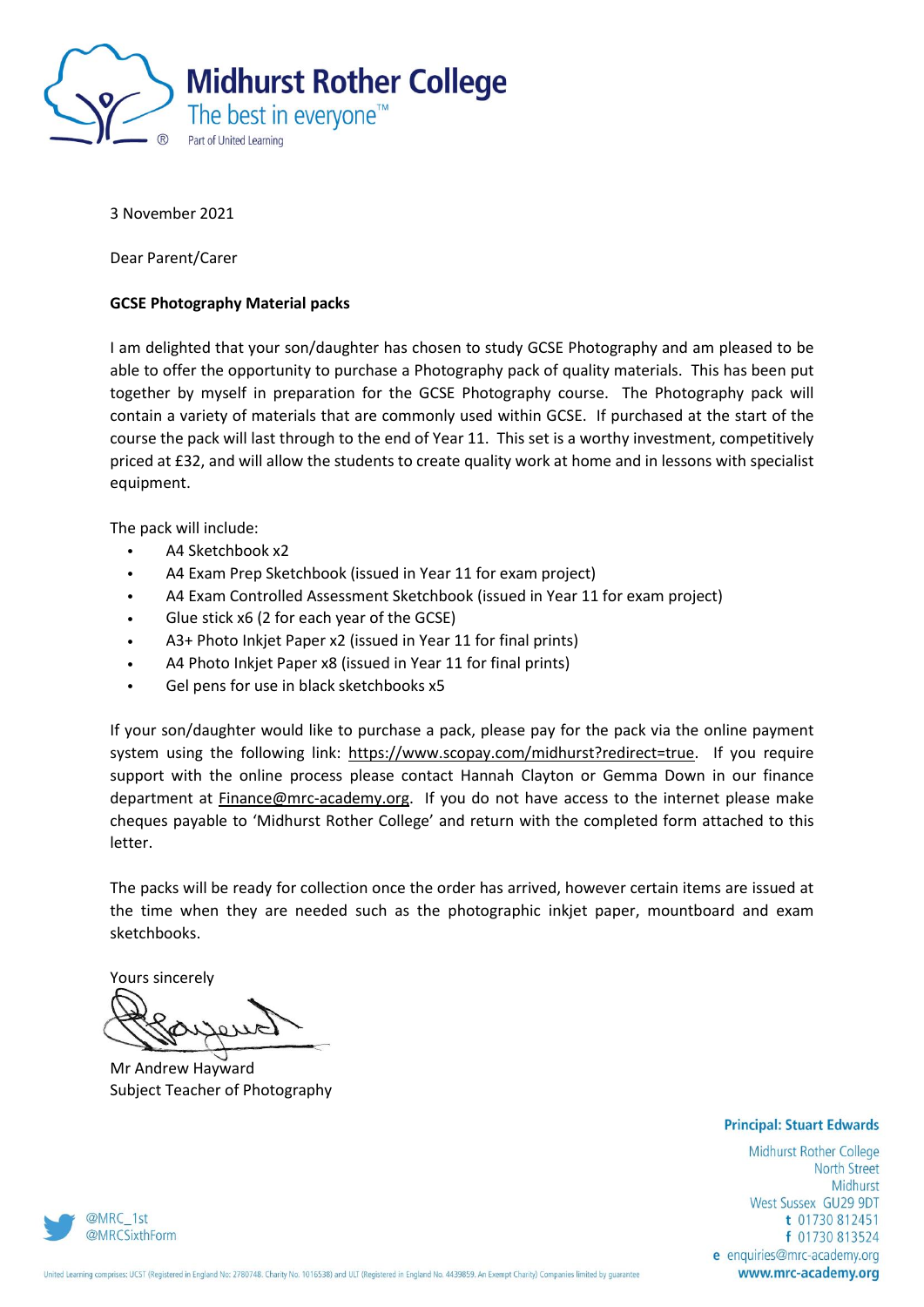# Midhurst Rother College

The best in everyone™

Part of United Learning

3 November 2021

Dear Parent/Carer

**GCSE Photography Material packs**

I am delighted that your son/daughter has chosen to study GCSE Photography and am pleased to be able to offer the opportunity to purchase a Photography pack of quality materials. This has been put together by myself in preparation for the GCSE Photography course. The Photography pack will contain a variety of materials that are commonly used within GCSE. If purchased at the start of the course the pack will last through to the end of Year 11. This set is a worthy investment, competitively priced at £32, and will allow the students to create quality work at home and in lessons with specialist equipment.

The pack will include:

- A4 Sketchbook x2
- A4 Exam Prep Sketchbook (issued in Year 11 for exam project)
- A4 Exam Controlled Assessment Sketchbook (issued in Year 11 for exam project)
- Glue stick x6 (2 for each year of the GCSE)
- A3+ Photo Inkjet Paper x2 (issued in Year 11 for final prints)
- A4 Photo Inkjet Paper x8 (issued in Year 11 for final prints)
- Gel pens for use in black sketchbooks x5

If your son/daughter would like to purchase a pack, please pay for the pack via the online payment system using the following link: https://www.scopay.com/midhurst?redirect=true. If you require support with the online process please contact Hannah Clayton or Gemma Down in our finance department at Finance@mrc-academy.org. If you do not have access to the internet please make cheques payable to 'Midhurst Rother College' and return with the completed form attached to this letter.

The packs will be ready for collection once the order has arrived, however certain items are issued at the time when they are needed such as the photographic inkjet paper, mountboard and exam sketchbooks.

Yours sincerely

Mr Andrew Hayward
Subject Teacher of Photography

**Principal: Stuart Edwards**

Midhurst Rother College
North Street
Midhurst
West Sussex GU29 9DT
t 01730 812451
f 01730 813524
e enquiries@mrc-academy.org
www.mrc-academy.org

@MRC_1st
@MRCSixthForm

United Learning comprises: UCST (Registered in England No: 2780748. Charity No. 1016538) and ULT (Registered in England No. 4439859. An Exempt Charity) Companies limited by guarantee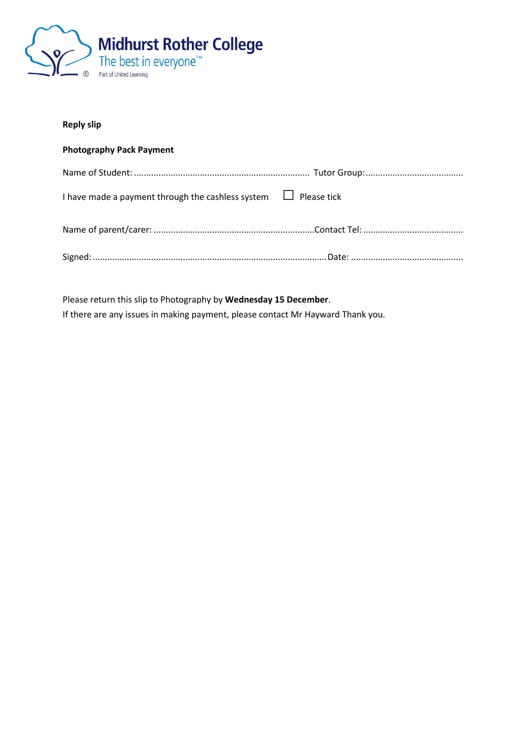**Midhurst Rother College**
The best in everyone™
Part of United Learning

**Reply slip**

**Photography Pack Payment**

Name of Student: ....................................................................... Tutor Group: ........................................

I have made a payment through the cashless system ☐ Please tick

Name of parent/carer: .................................................................Contact Tel: .........................................

Signed: ..............................................................................................Date: .............................................

Please return this slip to Photography by **Wednesday 15 December**.

If there are any issues in making payment, please contact Mr Hayward Thank you.